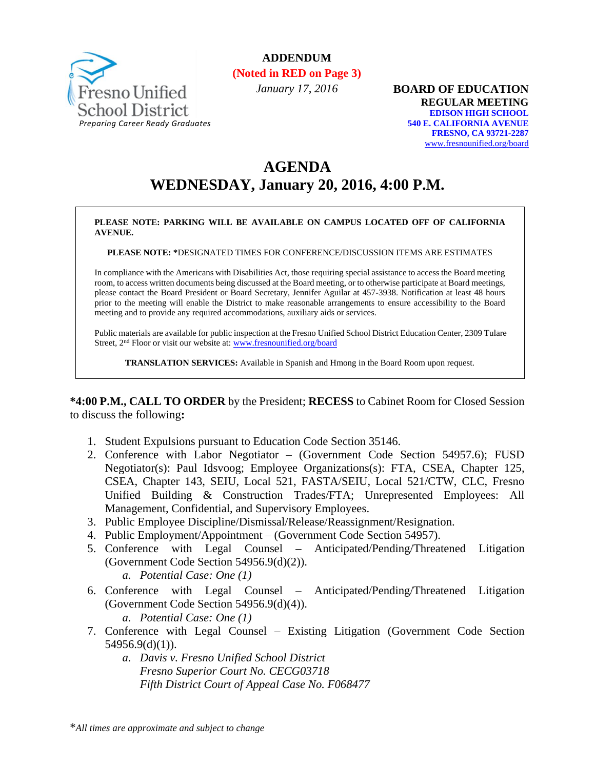Fresno Unified School District
*Preparing Career Ready Graduates*

**ADDENDUM**
**(Noted in RED on Page 3)**
*January 17, 2016*

**BOARD OF EDUCATION**
**REGULAR MEETING**
**EDISON HIGH SCHOOL**
**540 E. CALIFORNIA AVENUE**
**FRESNO, CA 93721-2287**
www.fresnounified.org/board

# AGENDA
## WEDNESDAY, January 20, 2016, 4:00 P.M.

**PLEASE NOTE: PARKING WILL BE AVAILABLE ON CAMPUS LOCATED OFF OF CALIFORNIA AVENUE.**

**PLEASE NOTE: ***DESIGNATED TIMES FOR CONFERENCE/DISCUSSION ITEMS ARE ESTIMATES

In compliance with the Americans with Disabilities Act, those requiring special assistance to access the Board meeting room, to access written documents being discussed at the Board meeting, or to otherwise participate at Board meetings, please contact the Board President or Board Secretary, Jennifer Aguilar at 457-3938. Notification at least 48 hours prior to the meeting will enable the District to make reasonable arrangements to ensure accessibility to the Board meeting and to provide any required accommodations, auxiliary aids or services.

Public materials are available for public inspection at the Fresno Unified School District Education Center, 2309 Tulare Street, 2nd Floor or visit our website at: www.fresnounified.org/board

**TRANSLATION SERVICES:** Available in Spanish and Hmong in the Board Room upon request.

**4:00 P.M., CALL TO ORDER** by the President; **RECESS** to Cabinet Room for Closed Session to discuss the following**:**

1. Student Expulsions pursuant to Education Code Section 35146.
2. Conference with Labor Negotiator – (Government Code Section 54957.6); FUSD Negotiator(s): Paul Idsvoog; Employee Organizations(s): FTA, CSEA, Chapter 125, CSEA, Chapter 143, SEIU, Local 521, FASTA/SEIU, Local 521/CTW, CLC, Fresno Unified Building & Construction Trades/FTA; Unrepresented Employees: All Management, Confidential, and Supervisory Employees.
3. Public Employee Discipline/Dismissal/Release/Reassignment/Resignation.
4. Public Employment/Appointment – (Government Code Section 54957).
5. Conference with Legal Counsel – Anticipated/Pending/Threatened Litigation (Government Code Section 54956.9(d)(2)).
   a. *Potential Case: One (1)*
6. Conference with Legal Counsel – Anticipated/Pending/Threatened Litigation (Government Code Section 54956.9(d)(4)).
   a. *Potential Case: One (1)*
7. Conference with Legal Counsel – Existing Litigation (Government Code Section 54956.9(d)(1)).
   a. *Davis v. Fresno Unified School District*
      *Fresno Superior Court No. CECG03718*
      *Fifth District Court of Appeal Case No. F068477*

**All times are approximate and subject to change*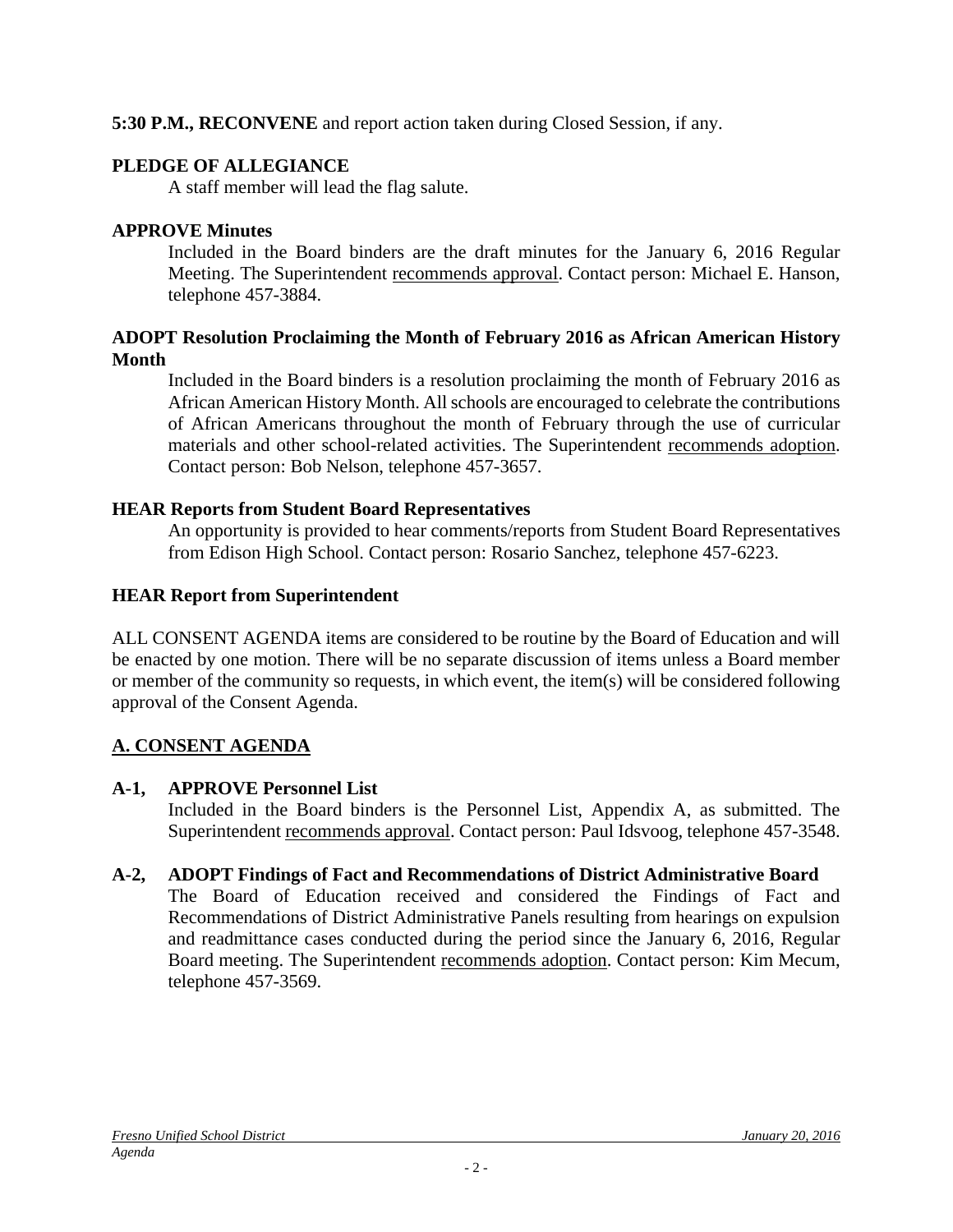**5:30 P.M., RECONVENE** and report action taken during Closed Session, if any.

**PLEDGE OF ALLEGIANCE**

A staff member will lead the flag salute.

**APPROVE Minutes**

Included in the Board binders are the draft minutes for the January 6, 2016 Regular Meeting. The Superintendent recommends approval. Contact person: Michael E. Hanson, telephone 457-3884.

**ADOPT Resolution Proclaiming the Month of February 2016 as African American History Month**

Included in the Board binders is a resolution proclaiming the month of February 2016 as African American History Month. All schools are encouraged to celebrate the contributions of African Americans throughout the month of February through the use of curricular materials and other school-related activities. The Superintendent recommends adoption. Contact person: Bob Nelson, telephone 457-3657.

**HEAR Reports from Student Board Representatives**

An opportunity is provided to hear comments/reports from Student Board Representatives from Edison High School. Contact person: Rosario Sanchez, telephone 457-6223.

**HEAR Report from Superintendent**

ALL CONSENT AGENDA items are considered to be routine by the Board of Education and will be enacted by one motion. There will be no separate discussion of items unless a Board member or member of the community so requests, in which event, the item(s) will be considered following approval of the Consent Agenda.

## A. CONSENT AGENDA

**A-1, APPROVE Personnel List**

Included in the Board binders is the Personnel List, Appendix A, as submitted. The Superintendent recommends approval. Contact person: Paul Idsvoog, telephone 457-3548.

**A-2, ADOPT Findings of Fact and Recommendations of District Administrative Board**

The Board of Education received and considered the Findings of Fact and Recommendations of District Administrative Panels resulting from hearings on expulsion and readmittance cases conducted during the period since the January 6, 2016, Regular Board meeting. The Superintendent recommends adoption. Contact person: Kim Mecum, telephone 457-3569.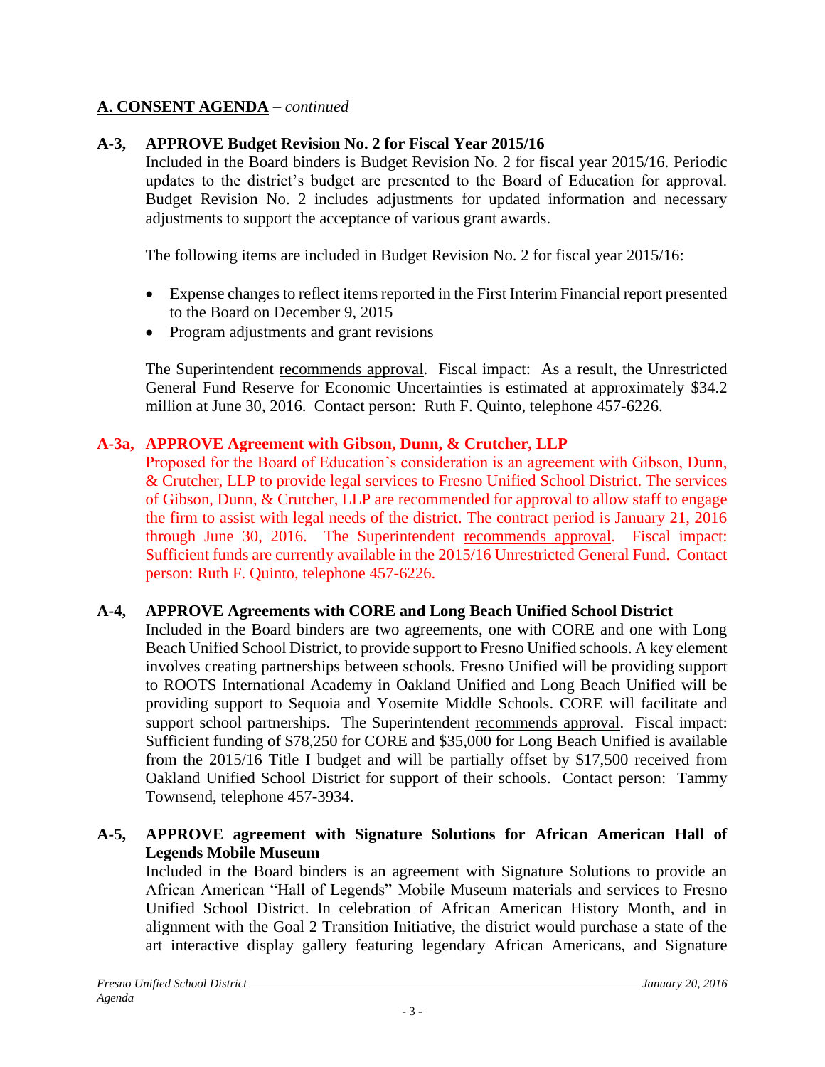## A. CONSENT AGENDA – *continued*

**A-3, APPROVE Budget Revision No. 2 for Fiscal Year 2015/16**

Included in the Board binders is Budget Revision No. 2 for fiscal year 2015/16. Periodic updates to the district's budget are presented to the Board of Education for approval. Budget Revision No. 2 includes adjustments for updated information and necessary adjustments to support the acceptance of various grant awards.

The following items are included in Budget Revision No. 2 for fiscal year 2015/16:

- Expense changes to reflect items reported in the First Interim Financial report presented to the Board on December 9, 2015
- Program adjustments and grant revisions

The Superintendent recommends approval. Fiscal impact: As a result, the Unrestricted General Fund Reserve for Economic Uncertainties is estimated at approximately $34.2 million at June 30, 2016. Contact person: Ruth F. Quinto, telephone 457-6226.

**A-3a, APPROVE Agreement with Gibson, Dunn, & Crutcher, LLP**

Proposed for the Board of Education's consideration is an agreement with Gibson, Dunn, & Crutcher, LLP to provide legal services to Fresno Unified School District. The services of Gibson, Dunn, & Crutcher, LLP are recommended for approval to allow staff to engage the firm to assist with legal needs of the district. The contract period is January 21, 2016 through June 30, 2016. The Superintendent recommends approval. Fiscal impact: Sufficient funds are currently available in the 2015/16 Unrestricted General Fund. Contact person: Ruth F. Quinto, telephone 457-6226.

**A-4, APPROVE Agreements with CORE and Long Beach Unified School District**

Included in the Board binders are two agreements, one with CORE and one with Long Beach Unified School District, to provide support to Fresno Unified schools. A key element involves creating partnerships between schools. Fresno Unified will be providing support to ROOTS International Academy in Oakland Unified and Long Beach Unified will be providing support to Sequoia and Yosemite Middle Schools. CORE will facilitate and support school partnerships. The Superintendent recommends approval. Fiscal impact: Sufficient funding of $78,250 for CORE and $35,000 for Long Beach Unified is available from the 2015/16 Title I budget and will be partially offset by $17,500 received from Oakland Unified School District for support of their schools. Contact person: Tammy Townsend, telephone 457-3934.

**A-5, APPROVE agreement with Signature Solutions for African American Hall of Legends Mobile Museum**

Included in the Board binders is an agreement with Signature Solutions to provide an African American "Hall of Legends" Mobile Museum materials and services to Fresno Unified School District. In celebration of African American History Month, and in alignment with the Goal 2 Transition Initiative, the district would purchase a state of the art interactive display gallery featuring legendary African Americans, and Signature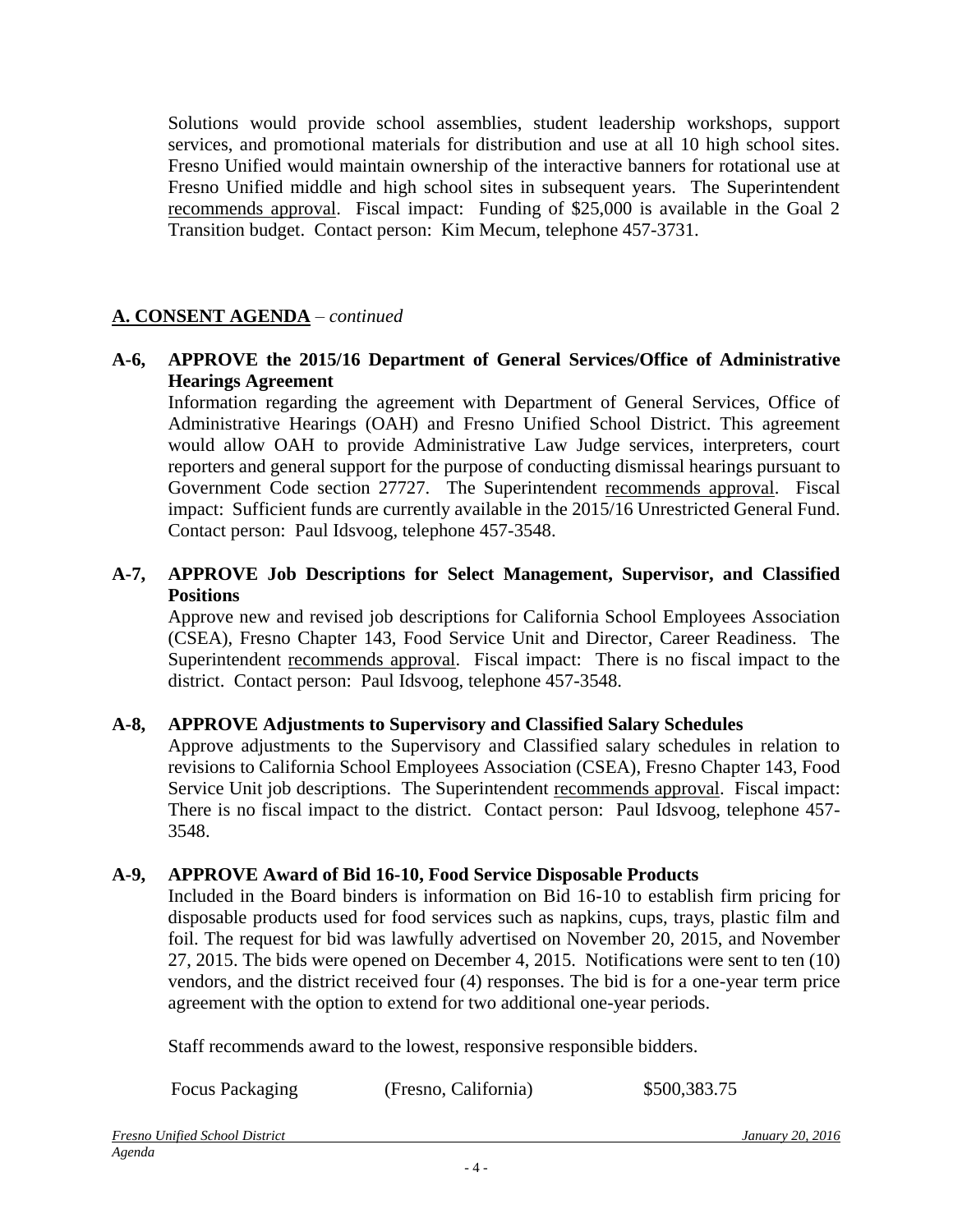Solutions would provide school assemblies, student leadership workshops, support services, and promotional materials for distribution and use at all 10 high school sites. Fresno Unified would maintain ownership of the interactive banners for rotational use at Fresno Unified middle and high school sites in subsequent years. The Superintendent recommends approval. Fiscal impact: Funding of $25,000 is available in the Goal 2 Transition budget. Contact person: Kim Mecum, telephone 457-3731.

## A. CONSENT AGENDA – *continued*

**A-6, APPROVE the 2015/16 Department of General Services/Office of Administrative Hearings Agreement**

Information regarding the agreement with Department of General Services, Office of Administrative Hearings (OAH) and Fresno Unified School District. This agreement would allow OAH to provide Administrative Law Judge services, interpreters, court reporters and general support for the purpose of conducting dismissal hearings pursuant to Government Code section 27727. The Superintendent recommends approval. Fiscal impact: Sufficient funds are currently available in the 2015/16 Unrestricted General Fund. Contact person: Paul Idsvoog, telephone 457-3548.

**A-7, APPROVE Job Descriptions for Select Management, Supervisor, and Classified Positions**

Approve new and revised job descriptions for California School Employees Association (CSEA), Fresno Chapter 143, Food Service Unit and Director, Career Readiness. The Superintendent recommends approval. Fiscal impact: There is no fiscal impact to the district. Contact person: Paul Idsvoog, telephone 457-3548.

**A-8, APPROVE Adjustments to Supervisory and Classified Salary Schedules**

Approve adjustments to the Supervisory and Classified salary schedules in relation to revisions to California School Employees Association (CSEA), Fresno Chapter 143, Food Service Unit job descriptions. The Superintendent recommends approval. Fiscal impact: There is no fiscal impact to the district. Contact person: Paul Idsvoog, telephone 457-3548.

**A-9, APPROVE Award of Bid 16-10, Food Service Disposable Products**

Included in the Board binders is information on Bid 16-10 to establish firm pricing for disposable products used for food services such as napkins, cups, trays, plastic film and foil. The request for bid was lawfully advertised on November 20, 2015, and November 27, 2015. The bids were opened on December 4, 2015. Notifications were sent to ten (10) vendors, and the district received four (4) responses. The bid is for a one-year term price agreement with the option to extend for two additional one-year periods.

Staff recommends award to the lowest, responsive responsible bidders.

| | | |
|---|---|---|
| Focus Packaging | (Fresno, California) | $500,383.75 |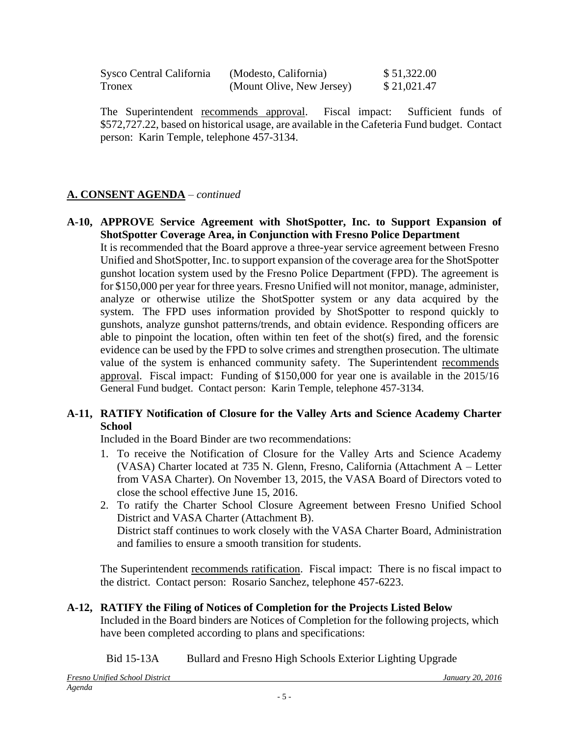| | | |
|---|---|---|
| Sysco Central California | (Modesto, California) | $ 51,322.00 |
| Tronex | (Mount Olive, New Jersey) | $ 21,021.47 |

The Superintendent recommends approval. Fiscal impact: Sufficient funds of $572,727.22, based on historical usage, are available in the Cafeteria Fund budget. Contact person: Karin Temple, telephone 457-3134.

## A. CONSENT AGENDA – *continued*

**A-10, APPROVE Service Agreement with ShotSpotter, Inc. to Support Expansion of ShotSpotter Coverage Area, in Conjunction with Fresno Police Department**

It is recommended that the Board approve a three-year service agreement between Fresno Unified and ShotSpotter, Inc. to support expansion of the coverage area for the ShotSpotter gunshot location system used by the Fresno Police Department (FPD). The agreement is for $150,000 per year for three years. Fresno Unified will not monitor, manage, administer, analyze or otherwise utilize the ShotSpotter system or any data acquired by the system. The FPD uses information provided by ShotSpotter to respond quickly to gunshots, analyze gunshot patterns/trends, and obtain evidence. Responding officers are able to pinpoint the location, often within ten feet of the shot(s) fired, and the forensic evidence can be used by the FPD to solve crimes and strengthen prosecution. The ultimate value of the system is enhanced community safety. The Superintendent recommends approval. Fiscal impact: Funding of $150,000 for year one is available in the 2015/16 General Fund budget. Contact person: Karin Temple, telephone 457-3134.

**A-11, RATIFY Notification of Closure for the Valley Arts and Science Academy Charter School**

Included in the Board Binder are two recommendations:

1. To receive the Notification of Closure for the Valley Arts and Science Academy (VASA) Charter located at 735 N. Glenn, Fresno, California (Attachment A – Letter from VASA Charter). On November 13, 2015, the VASA Board of Directors voted to close the school effective June 15, 2016.
2. To ratify the Charter School Closure Agreement between Fresno Unified School District and VASA Charter (Attachment B).
   District staff continues to work closely with the VASA Charter Board, Administration and families to ensure a smooth transition for students.

The Superintendent recommends ratification. Fiscal impact: There is no fiscal impact to the district. Contact person: Rosario Sanchez, telephone 457-6223.

**A-12, RATIFY the Filing of Notices of Completion for the Projects Listed Below**

Included in the Board binders are Notices of Completion for the following projects, which have been completed according to plans and specifications:

Bid 15-13A Bullard and Fresno High Schools Exterior Lighting Upgrade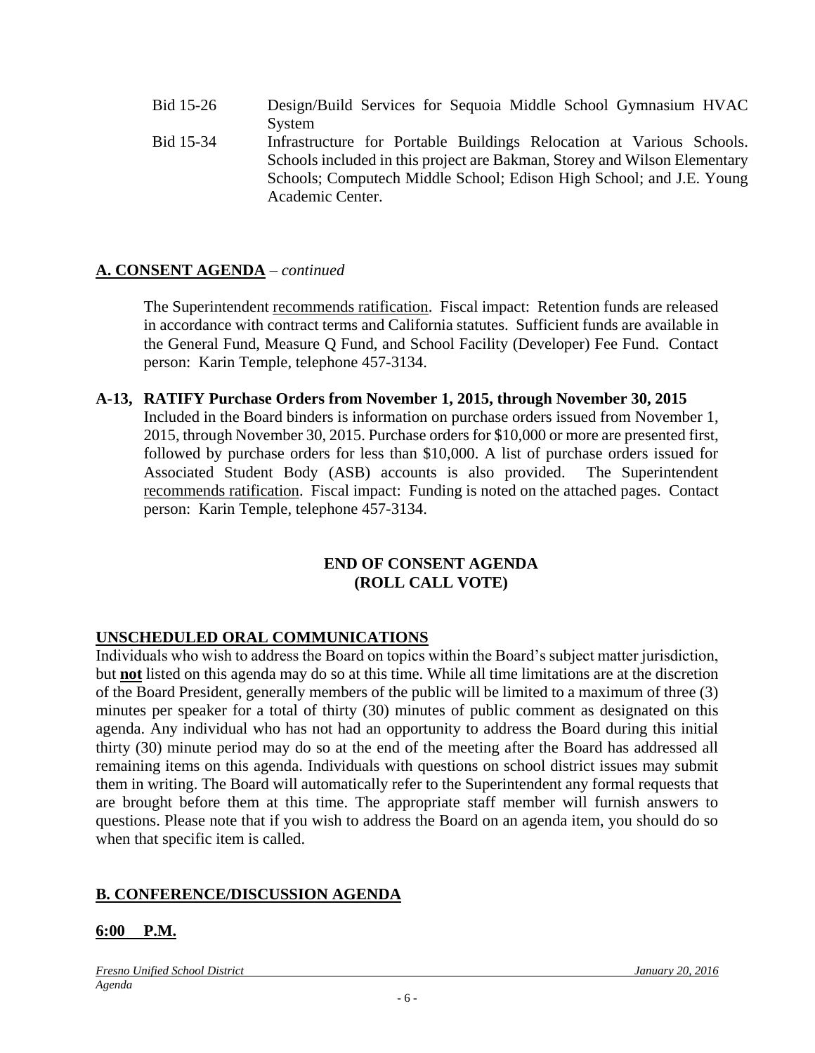| | |
|---|---|
| Bid 15-26 | Design/Build Services for Sequoia Middle School Gymnasium HVAC System |
| Bid 15-34 | Infrastructure for Portable Buildings Relocation at Various Schools. Schools included in this project are Bakman, Storey and Wilson Elementary Schools; Computech Middle School; Edison High School; and J.E. Young Academic Center. |

## A. CONSENT AGENDA – *continued*

The Superintendent recommends ratification. Fiscal impact: Retention funds are released in accordance with contract terms and California statutes. Sufficient funds are available in the General Fund, Measure Q Fund, and School Facility (Developer) Fee Fund. Contact person: Karin Temple, telephone 457-3134.

**A-13, RATIFY Purchase Orders from November 1, 2015, through November 30, 2015**
Included in the Board binders is information on purchase orders issued from November 1, 2015, through November 30, 2015. Purchase orders for $10,000 or more are presented first, followed by purchase orders for less than $10,000. A list of purchase orders issued for Associated Student Body (ASB) accounts is also provided. The Superintendent recommends ratification. Fiscal impact: Funding is noted on the attached pages. Contact person: Karin Temple, telephone 457-3134.

**END OF CONSENT AGENDA**
**(ROLL CALL VOTE)**

## UNSCHEDULED ORAL COMMUNICATIONS

Individuals who wish to address the Board on topics within the Board's subject matter jurisdiction, but **not** listed on this agenda may do so at this time. While all time limitations are at the discretion of the Board President, generally members of the public will be limited to a maximum of three (3) minutes per speaker for a total of thirty (30) minutes of public comment as designated on this agenda. Any individual who has not had an opportunity to address the Board during this initial thirty (30) minute period may do so at the end of the meeting after the Board has addressed all remaining items on this agenda. Individuals with questions on school district issues may submit them in writing. The Board will automatically refer to the Superintendent any formal requests that are brought before them at this time. The appropriate staff member will furnish answers to questions. Please note that if you wish to address the Board on an agenda item, you should do so when that specific item is called.

## B. CONFERENCE/DISCUSSION AGENDA

**6:00 P.M.**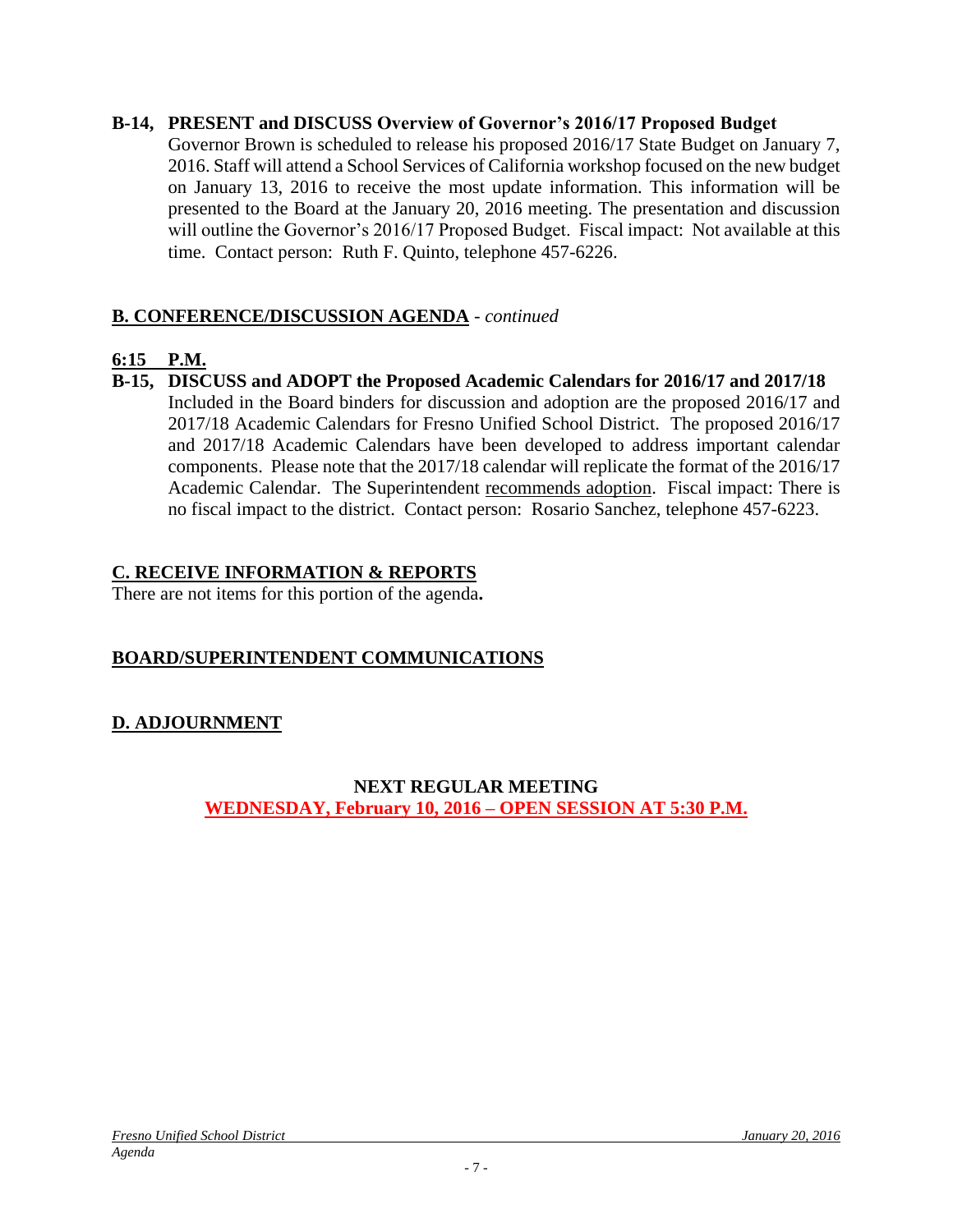**B-14, PRESENT and DISCUSS Overview of Governor's 2016/17 Proposed Budget**
Governor Brown is scheduled to release his proposed 2016/17 State Budget on January 7, 2016. Staff will attend a School Services of California workshop focused on the new budget on January 13, 2016 to receive the most update information. This information will be presented to the Board at the January 20, 2016 meeting. The presentation and discussion will outline the Governor's 2016/17 Proposed Budget. Fiscal impact: Not available at this time. Contact person: Ruth F. Quinto, telephone 457-6226.

## B. CONFERENCE/DISCUSSION AGENDA - *continued*

**6:15 P.M.**

**B-15, DISCUSS and ADOPT the Proposed Academic Calendars for 2016/17 and 2017/18**
Included in the Board binders for discussion and adoption are the proposed 2016/17 and 2017/18 Academic Calendars for Fresno Unified School District. The proposed 2016/17 and 2017/18 Academic Calendars have been developed to address important calendar components. Please note that the 2017/18 calendar will replicate the format of the 2016/17 Academic Calendar. The Superintendent recommends adoption. Fiscal impact: There is no fiscal impact to the district. Contact person: Rosario Sanchez, telephone 457-6223.

## C. RECEIVE INFORMATION & REPORTS

There are not items for this portion of the agenda**.**

## BOARD/SUPERINTENDENT COMMUNICATIONS

## D. ADJOURNMENT

**NEXT REGULAR MEETING**

**WEDNESDAY, February 10, 2016 – OPEN SESSION AT 5:30 P.M.**